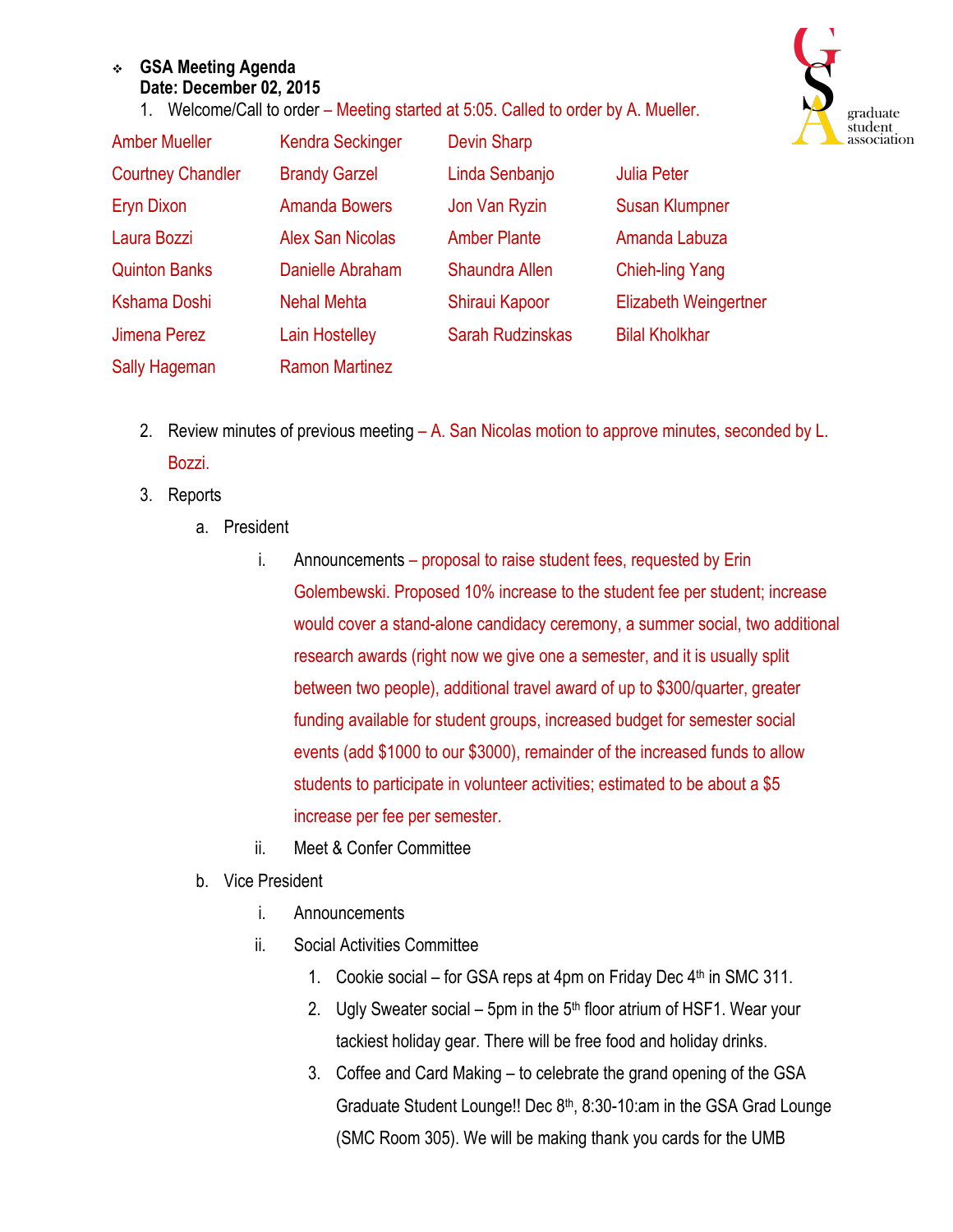- **GSA Meeting Agenda**
  **Date: December 02, 2015**

1. Welcome/Call to order – Meeting started at 5:05. Called to order by A. Mueller.

| | | | |
|---|---|---|---|
| Amber Mueller | Kendra Seckinger | Devin Sharp | |
| Courtney Chandler | Brandy Garzel | Linda Senbanjo | Julia Peter |
| Eryn Dixon | Amanda Bowers | Jon Van Ryzin | Susan Klumpner |
| Laura Bozzi | Alex San Nicolas | Amber Plante | Amanda Labuza |
| Quinton Banks | Danielle Abraham | Shaundra Allen | Chieh-ling Yang |
| Kshama Doshi | Nehal Mehta | Shiraui Kapoor | Elizabeth Weingertner |
| Jimena Perez | Lain Hostelley | Sarah Rudzinskas | Bilal Kholkhar |
| Sally Hageman | Ramon Martinez | | |

2. Review minutes of previous meeting – A. San Nicolas motion to approve minutes, seconded by L. Bozzi.
3. Reports
   a. President
      i. Announcements – proposal to raise student fees, requested by Erin Golembewski. Proposed 10% increase to the student fee per student; increase would cover a stand-alone candidacy ceremony, a summer social, two additional research awards (right now we give one a semester, and it is usually split between two people), additional travel award of up to $300/quarter, greater funding available for student groups, increased budget for semester social events (add $1000 to our $3000), remainder of the increased funds to allow students to participate in volunteer activities; estimated to be about a $5 increase per fee per semester.
      ii. Meet & Confer Committee
   b. Vice President
      i. Announcements
      ii. Social Activities Committee
         1. Cookie social – for GSA reps at 4pm on Friday Dec 4th in SMC 311.
         2. Ugly Sweater social – 5pm in the 5th floor atrium of HSF1. Wear your tackiest holiday gear. There will be free food and holiday drinks.
         3. Coffee and Card Making – to celebrate the grand opening of the GSA Graduate Student Lounge!! Dec 8th, 8:30-10:am in the GSA Grad Lounge (SMC Room 305). We will be making thank you cards for the UMB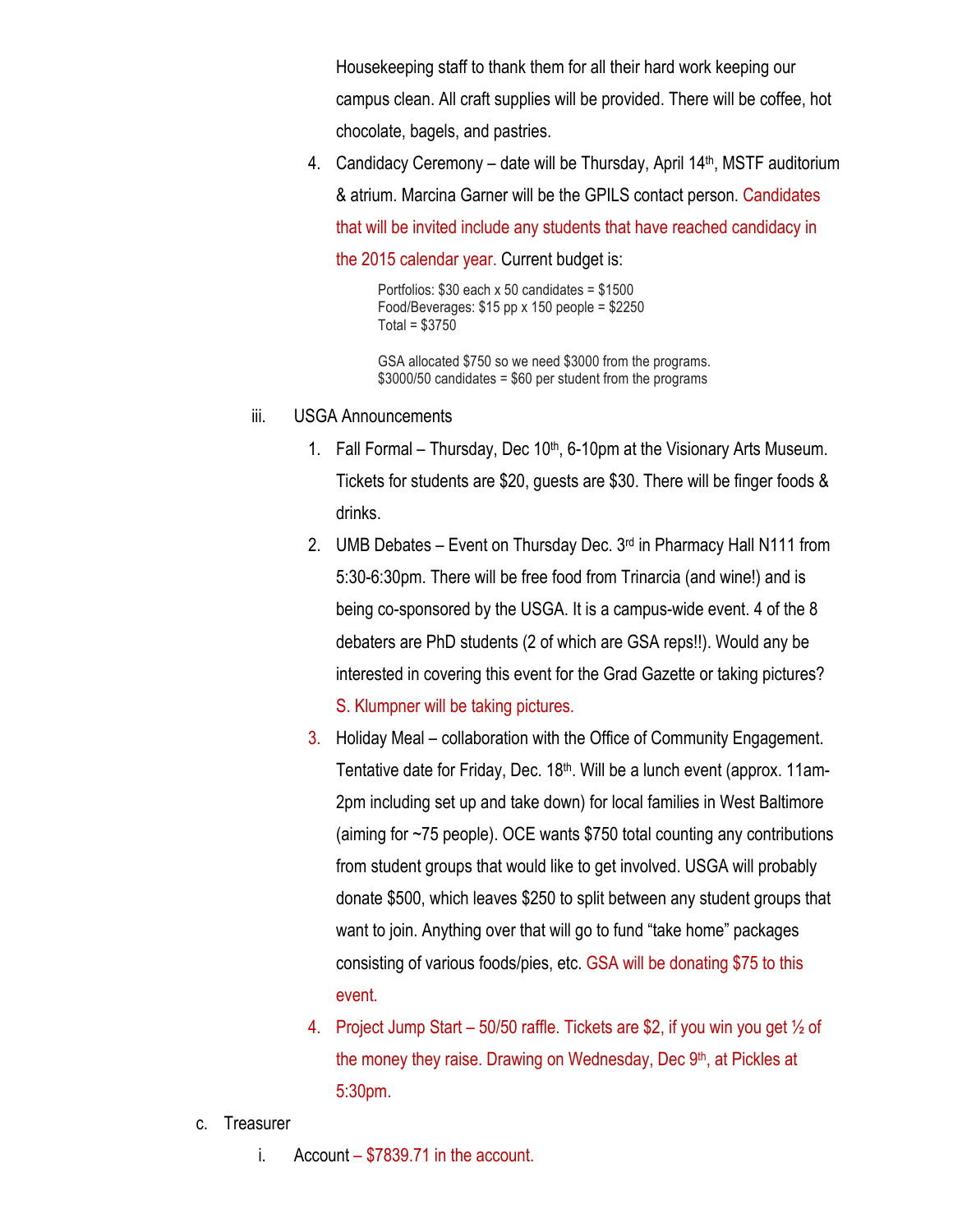Housekeeping staff to thank them for all their hard work keeping our campus clean. All craft supplies will be provided. There will be coffee, hot chocolate, bagels, and pastries.

4. Candidacy Ceremony – date will be Thursday, April 14th, MSTF auditorium & atrium. Marcina Garner will be the GPILS contact person. Candidates that will be invited include any students that have reached candidacy in the 2015 calendar year. Current budget is:

   Portfolios: $30 each x 50 candidates = $1500
   Food/Beverages: $15 pp x 150 people = $2250
   Total = $3750

   GSA allocated $750 so we need $3000 from the programs.
   $3000/50 candidates = $60 per student from the programs

iii. USGA Announcements

1. Fall Formal – Thursday, Dec 10th, 6-10pm at the Visionary Arts Museum. Tickets for students are $20, guests are $30. There will be finger foods & drinks.
2. UMB Debates – Event on Thursday Dec. 3rd in Pharmacy Hall N111 from 5:30-6:30pm. There will be free food from Trinarcia (and wine!) and is being co-sponsored by the USGA. It is a campus-wide event. 4 of the 8 debaters are PhD students (2 of which are GSA reps!!). Would any be interested in covering this event for the Grad Gazette or taking pictures? S. Klumpner will be taking pictures.
3. Holiday Meal – collaboration with the Office of Community Engagement. Tentative date for Friday, Dec. 18th. Will be a lunch event (approx. 11am-2pm including set up and take down) for local families in West Baltimore (aiming for ~75 people). OCE wants $750 total counting any contributions from student groups that would like to get involved. USGA will probably donate $500, which leaves $250 to split between any student groups that want to join. Anything over that will go to fund "take home" packages consisting of various foods/pies, etc. GSA will be donating $75 to this event.
4. Project Jump Start – 50/50 raffle. Tickets are $2, if you win you get ½ of the money they raise. Drawing on Wednesday, Dec 9th, at Pickles at 5:30pm.

c. Treasurer

i. Account – $7839.71 in the account.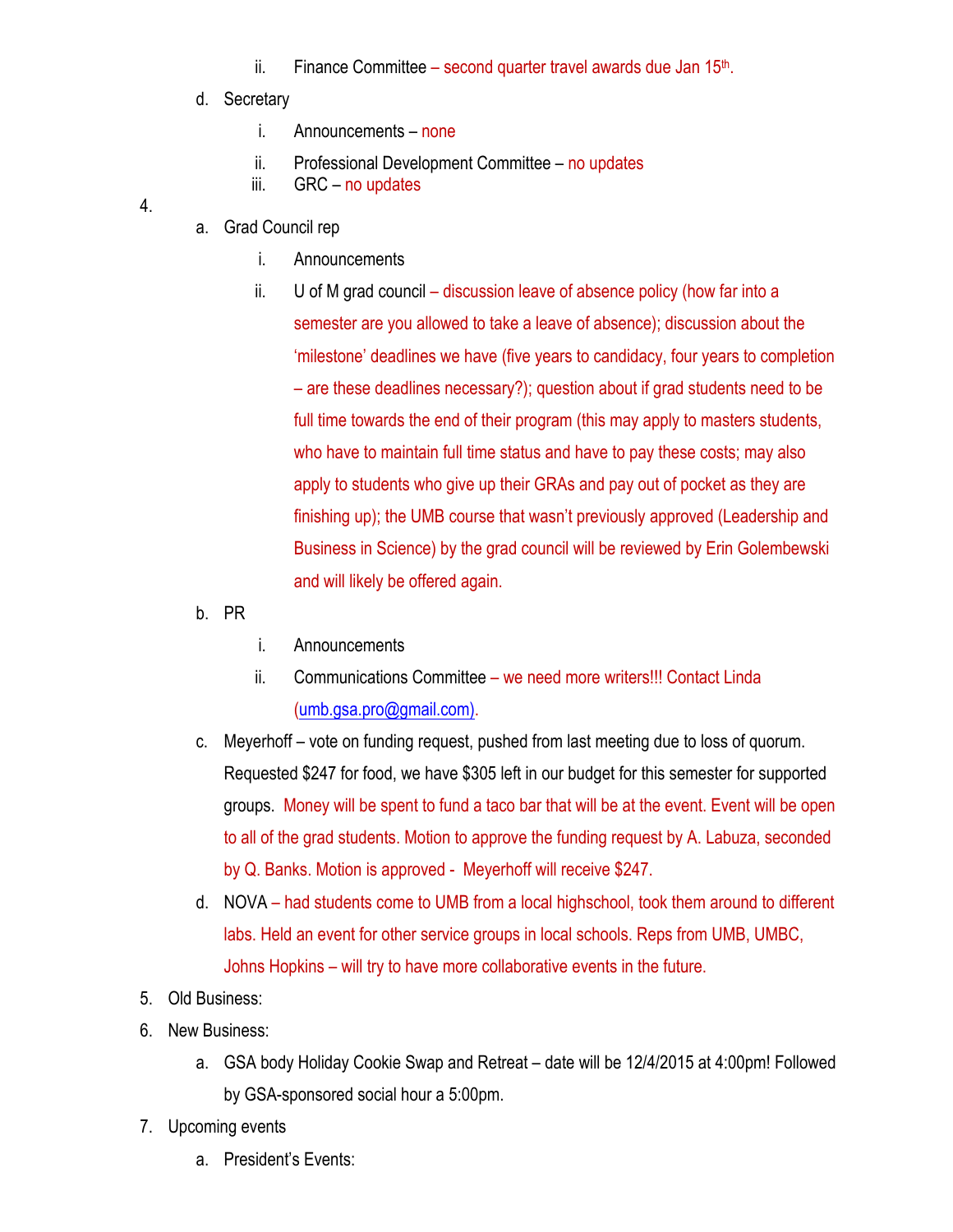- ii. Finance Committee – second quarter travel awards due Jan 15th.

- d. Secretary
   - i. Announcements – none
   - ii. Professional Development Committee – no updates
   - iii. GRC – no updates

4.
- a. Grad Council rep
   - i. Announcements
   - ii. U of M grad council – discussion leave of absence policy (how far into a semester are you allowed to take a leave of absence); discussion about the 'milestone' deadlines we have (five years to candidacy, four years to completion – are these deadlines necessary?); question about if grad students need to be full time towards the end of their program (this may apply to masters students, who have to maintain full time status and have to pay these costs; may also apply to students who give up their GRAs and pay out of pocket as they are finishing up); the UMB course that wasn't previously approved (Leadership and Business in Science) by the grad council will be reviewed by Erin Golembewski and will likely be offered again.
- b. PR
   - i. Announcements
   - ii. Communications Committee – we need more writers!!! Contact Linda (umb.gsa.pro@gmail.com).
- c. Meyerhoff – vote on funding request, pushed from last meeting due to loss of quorum. Requested $247 for food, we have $305 left in our budget for this semester for supported groups. Money will be spent to fund a taco bar that will be at the event. Event will be open to all of the grad students. Motion to approve the funding request by A. Labuza, seconded by Q. Banks. Motion is approved - Meyerhoff will receive $247.
- d. NOVA – had students come to UMB from a local highschool, took them around to different labs. Held an event for other service groups in local schools. Reps from UMB, UMBC, Johns Hopkins – will try to have more collaborative events in the future.

5. Old Business:
6. New Business:
   - a. GSA body Holiday Cookie Swap and Retreat – date will be 12/4/2015 at 4:00pm! Followed by GSA-sponsored social hour a 5:00pm.
7. Upcoming events
   - a. President's Events: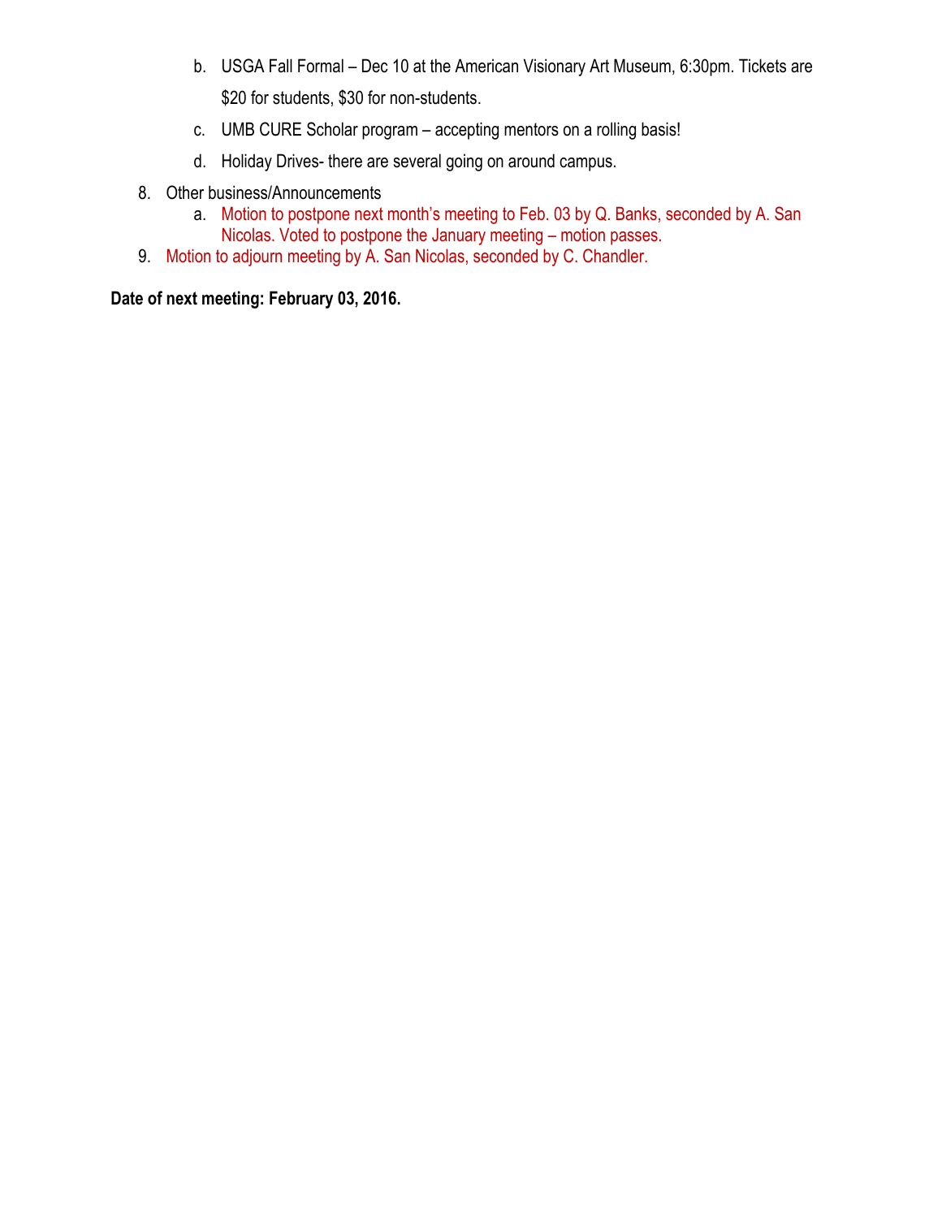b. USGA Fall Formal – Dec 10 at the American Visionary Art Museum, 6:30pm. Tickets are $20 for students, $30 for non-students.

c. UMB CURE Scholar program – accepting mentors on a rolling basis!

d. Holiday Drives- there are several going on around campus.

8. Other business/Announcements
   a. Motion to postpone next month's meeting to Feb. 03 by Q. Banks, seconded by A. San Nicolas. Voted to postpone the January meeting – motion passes.
9. Motion to adjourn meeting by A. San Nicolas, seconded by C. Chandler.

**Date of next meeting: February 03, 2016.**